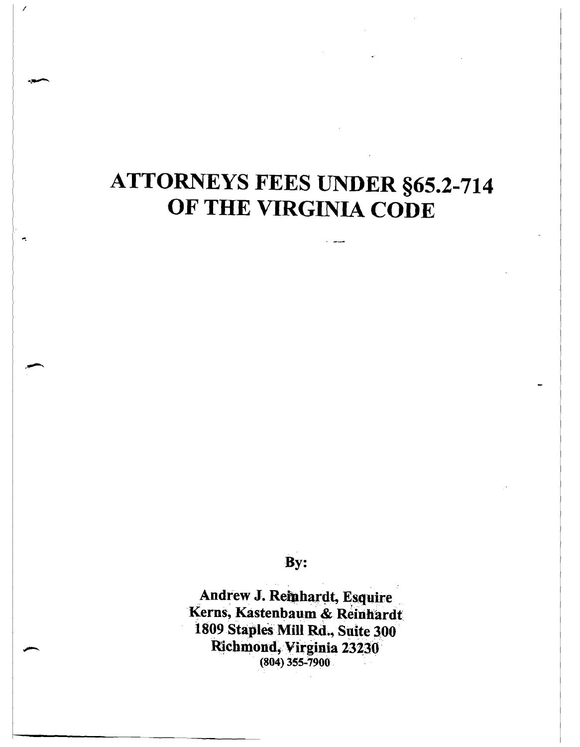# ATTORNEYS FEES UNDER §65.2-714 OF THE VIRGINIA CODE

By:

Andrew J. Reinhardt, Esquire
Kerns, Kastenbaum & Reinhardt
1809 Staples Mill Rd., Suite 300
Richmond, Virginia 23230
(804) 355-7900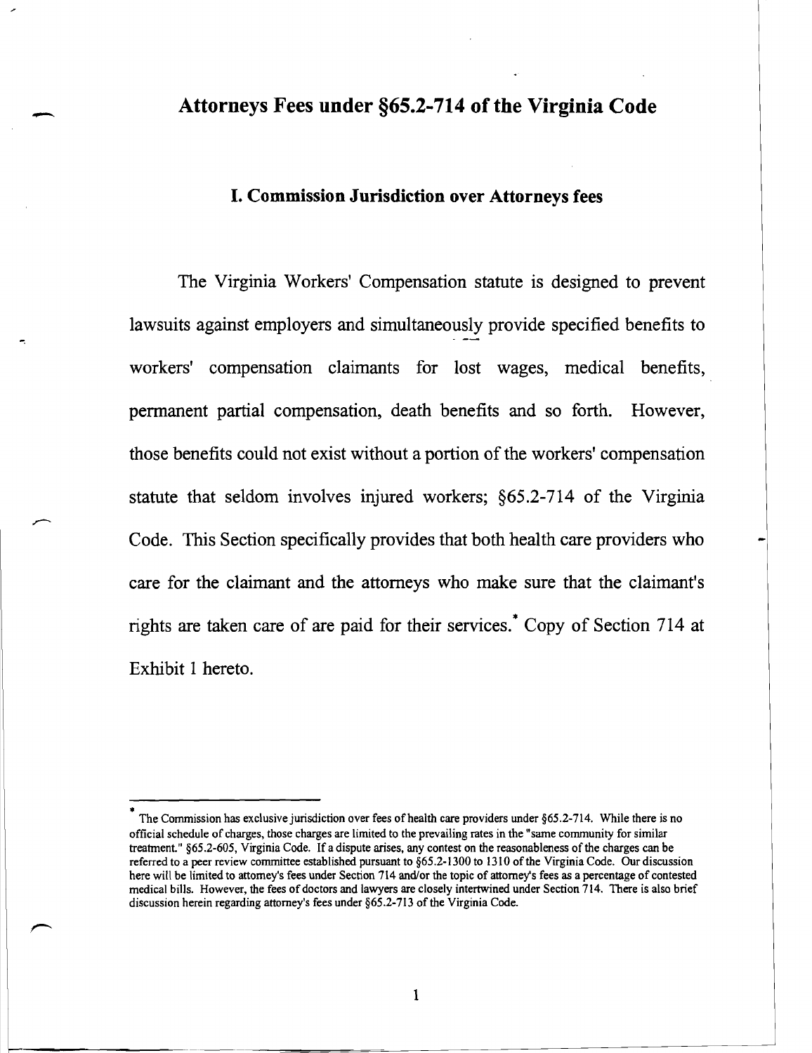# Attorneys Fees under §65.2-714 of the Virginia Code

## I. Commission Jurisdiction over Attorneys fees

The Virginia Workers' Compensation statute is designed to prevent lawsuits against employers and simultaneously provide specified benefits to workers' compensation claimants for lost wages, medical benefits, permanent partial compensation, death benefits and so forth. However, those benefits could not exist without a portion of the workers' compensation statute that seldom involves injured workers; §65.2-714 of the Virginia Code. This Section specifically provides that both health care providers who care for the claimant and the attorneys who make sure that the claimant's rights are taken care of are paid for their services.* Copy of Section 714 at Exhibit 1 hereto.

---

* The Commission has exclusive jurisdiction over fees of health care providers under §65.2-714. While there is no official schedule of charges, those charges are limited to the prevailing rates in the "same community for similar treatment." §65.2-605, Virginia Code. If a dispute arises, any contest on the reasonableness of the charges can be referred to a peer review committee established pursuant to §65.2-1300 to 1310 of the Virginia Code. Our discussion here will be limited to attorney's fees under Section 714 and/or the topic of attorney's fees as a percentage of contested medical bills. However, the fees of doctors and lawyers are closely intertwined under Section 714. There is also brief discussion herein regarding attorney's fees under §65.2-713 of the Virginia Code.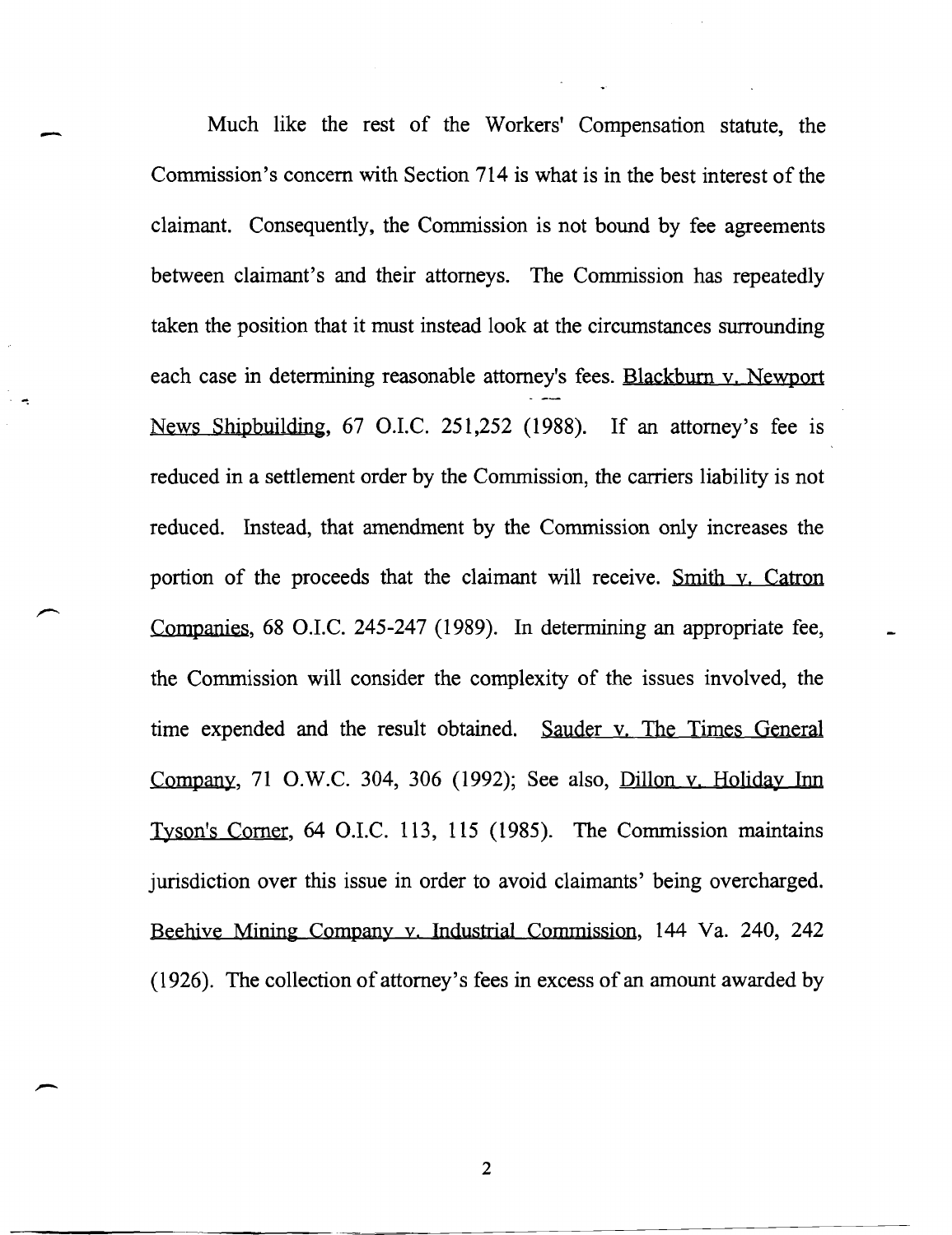Much like the rest of the Workers' Compensation statute, the Commission's concern with Section 714 is what is in the best interest of the claimant. Consequently, the Commission is not bound by fee agreements between claimant's and their attorneys. The Commission has repeatedly taken the position that it must instead look at the circumstances surrounding each case in determining reasonable attorney's fees. Blackburn v. Newport News Shipbuilding, 67 O.I.C. 251,252 (1988). If an attorney's fee is reduced in a settlement order by the Commission, the carriers liability is not reduced. Instead, that amendment by the Commission only increases the portion of the proceeds that the claimant will receive. Smith v. Catron Companies, 68 O.I.C. 245-247 (1989). In determining an appropriate fee, the Commission will consider the complexity of the issues involved, the time expended and the result obtained. Sauder v. The Times General Company, 71 O.W.C. 304, 306 (1992); See also, Dillon v. Holiday Inn Tyson's Corner, 64 O.I.C. 113, 115 (1985). The Commission maintains jurisdiction over this issue in order to avoid claimants' being overcharged. Beehive Mining Company v. Industrial Commission, 144 Va. 240, 242 (1926). The collection of attorney's fees in excess of an amount awarded by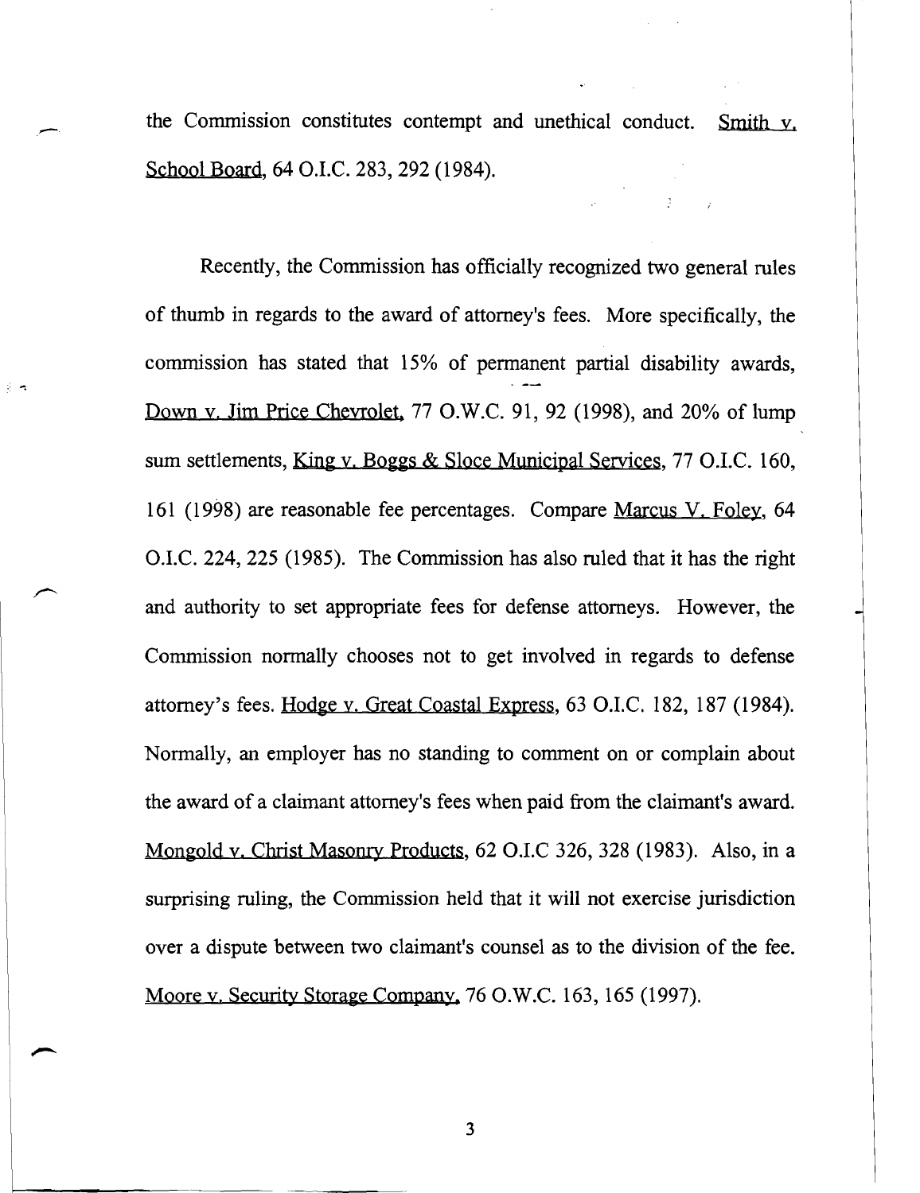the Commission constitutes contempt and unethical conduct. Smith v. School Board, 64 O.I.C. 283, 292 (1984).

Recently, the Commission has officially recognized two general rules of thumb in regards to the award of attorney's fees. More specifically, the commission has stated that 15% of permanent partial disability awards, Down v. Jim Price Chevrolet, 77 O.W.C. 91, 92 (1998), and 20% of lump sum settlements, King v. Boggs & Sloce Municipal Services, 77 O.I.C. 160, 161 (1998) are reasonable fee percentages. Compare Marcus V. Foley, 64 O.I.C. 224, 225 (1985). The Commission has also ruled that it has the right and authority to set appropriate fees for defense attorneys. However, the Commission normally chooses not to get involved in regards to defense attorney's fees. Hodge v. Great Coastal Express, 63 O.I.C. 182, 187 (1984). Normally, an employer has no standing to comment on or complain about the award of a claimant attorney's fees when paid from the claimant's award. Mongold v. Christ Masonry Products, 62 O.I.C 326, 328 (1983). Also, in a surprising ruling, the Commission held that it will not exercise jurisdiction over a dispute between two claimant's counsel as to the division of the fee. Moore v. Security Storage Company, 76 O.W.C. 163, 165 (1997).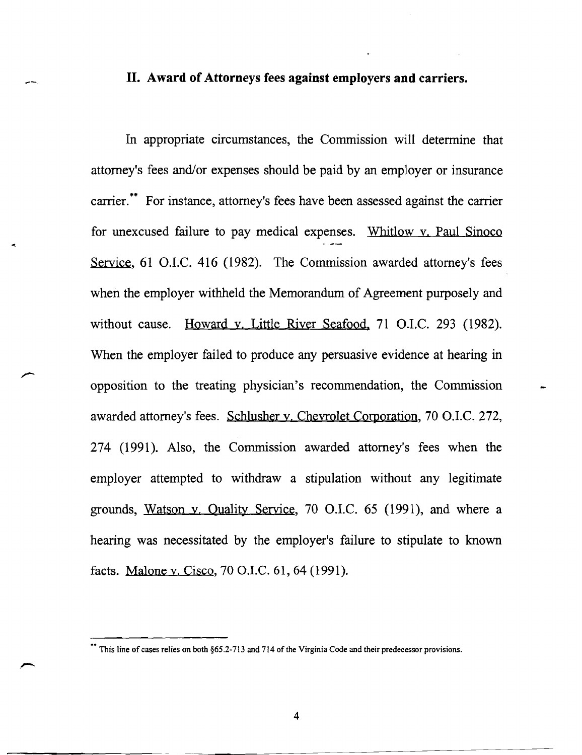## II. Award of Attorneys fees against employers and carriers.

In appropriate circumstances, the Commission will determine that attorney's fees and/or expenses should be paid by an employer or insurance carrier.** For instance, attorney's fees have been assessed against the carrier for unexcused failure to pay medical expenses. Whitlow v. Paul Sinoco Service, 61 O.I.C. 416 (1982). The Commission awarded attorney's fees when the employer withheld the Memorandum of Agreement purposely and without cause. Howard v. Little River Seafood, 71 O.I.C. 293 (1982). When the employer failed to produce any persuasive evidence at hearing in opposition to the treating physician's recommendation, the Commission awarded attorney's fees. Schlusher v. Chevrolet Corporation, 70 O.I.C. 272, 274 (1991). Also, the Commission awarded attorney's fees when the employer attempted to withdraw a stipulation without any legitimate grounds, Watson v. Quality Service, 70 O.I.C. 65 (1991), and where a hearing was necessitated by the employer's failure to stipulate to known facts. Malone v. Cisco, 70 O.I.C. 61, 64 (1991).

** This line of cases relies on both §65.2-713 and 714 of the Virginia Code and their predecessor provisions.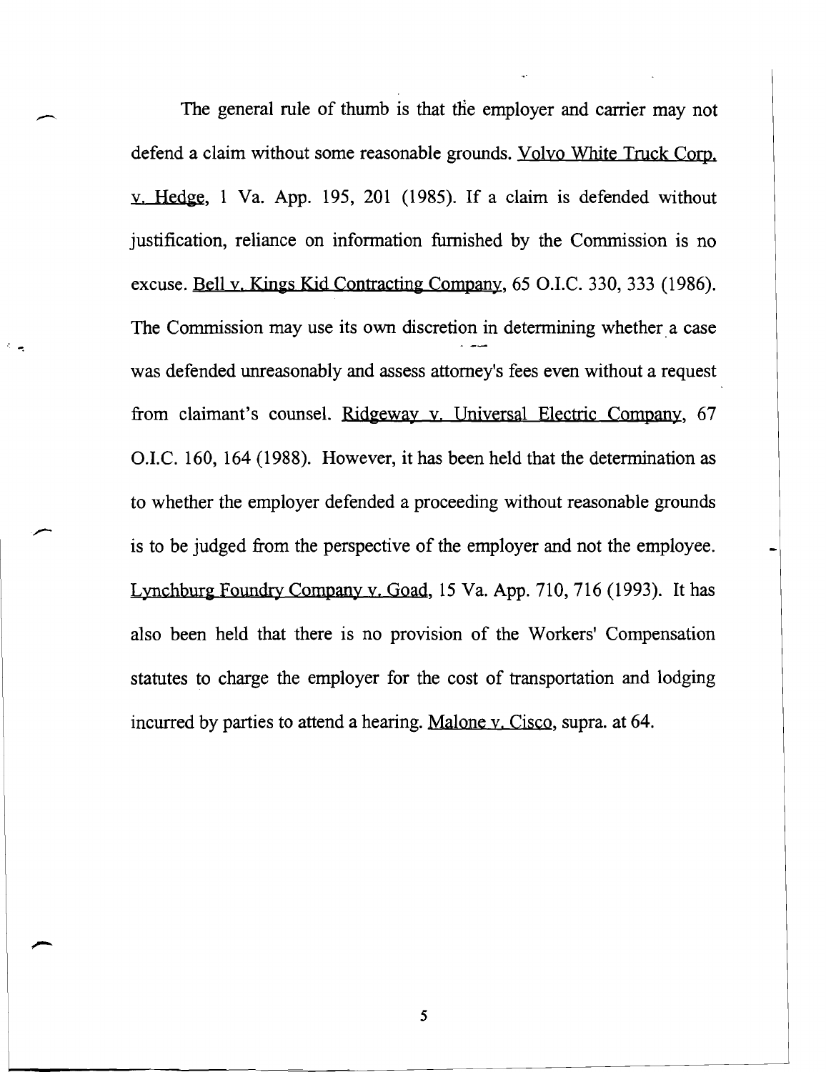The general rule of thumb is that the employer and carrier may not defend a claim without some reasonable grounds. Volvo White Truck Corp. v. Hedge, 1 Va. App. 195, 201 (1985). If a claim is defended without justification, reliance on information furnished by the Commission is no excuse. Bell v. Kings Kid Contracting Company, 65 O.I.C. 330, 333 (1986). The Commission may use its own discretion in determining whether a case was defended unreasonably and assess attorney's fees even without a request from claimant's counsel. Ridgeway v. Universal Electric Company, 67 O.I.C. 160, 164 (1988). However, it has been held that the determination as to whether the employer defended a proceeding without reasonable grounds is to be judged from the perspective of the employer and not the employee. Lynchburg Foundry Company v. Goad, 15 Va. App. 710, 716 (1993). It has also been held that there is no provision of the Workers' Compensation statutes to charge the employer for the cost of transportation and lodging incurred by parties to attend a hearing. Malone v. Cisco, supra. at 64.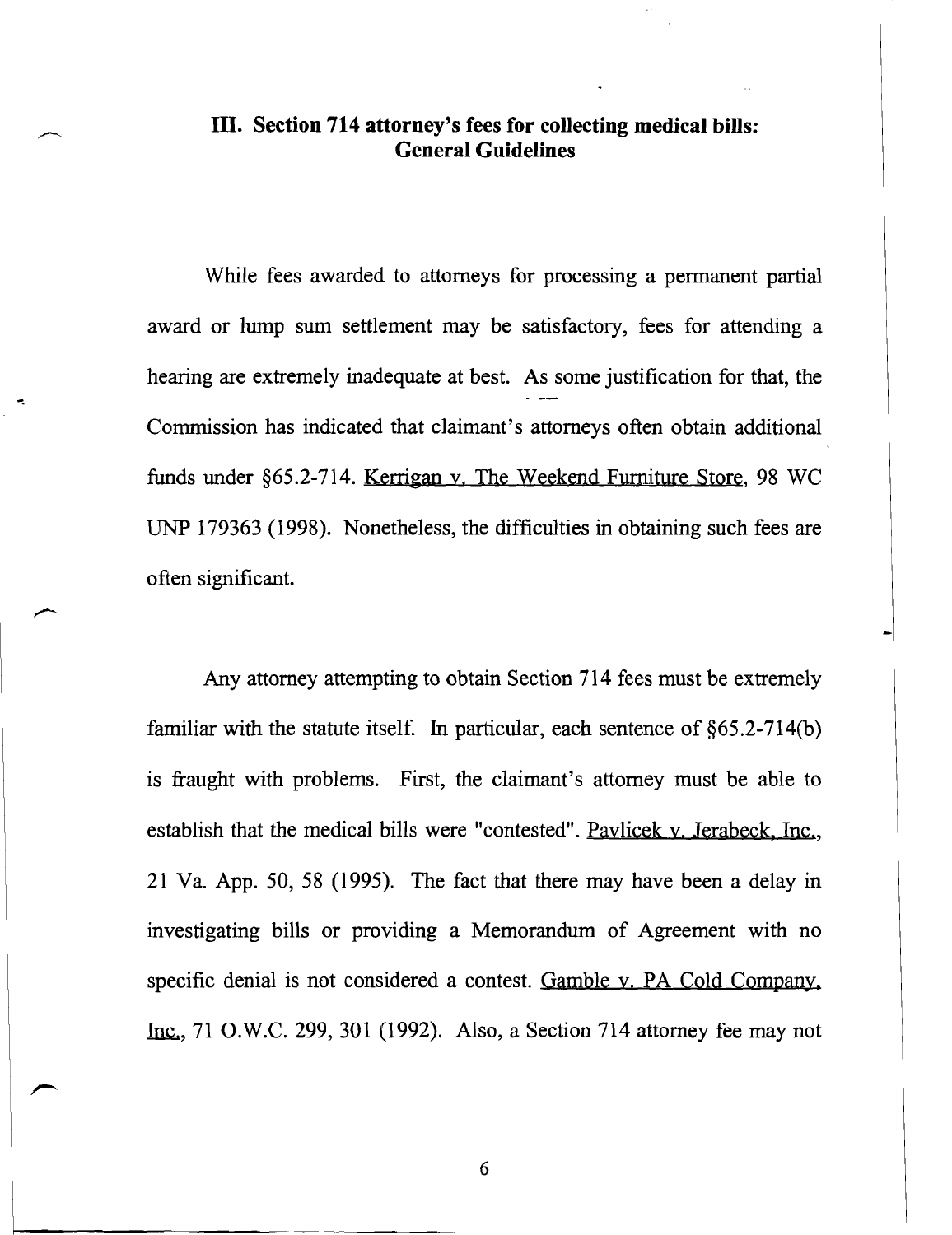## III. Section 714 attorney's fees for collecting medical bills: General Guidelines

While fees awarded to attorneys for processing a permanent partial award or lump sum settlement may be satisfactory, fees for attending a hearing are extremely inadequate at best. As some justification for that, the Commission has indicated that claimant's attorneys often obtain additional funds under §65.2-714. Kerrigan v. The Weekend Furniture Store, 98 WC UNP 179363 (1998). Nonetheless, the difficulties in obtaining such fees are often significant.

Any attorney attempting to obtain Section 714 fees must be extremely familiar with the statute itself. In particular, each sentence of §65.2-714(b) is fraught with problems. First, the claimant's attorney must be able to establish that the medical bills were "contested". Pavlicek v. Jerabeck, Inc., 21 Va. App. 50, 58 (1995). The fact that there may have been a delay in investigating bills or providing a Memorandum of Agreement with no specific denial is not considered a contest. Gamble v. PA Cold Company, Inc., 71 O.W.C. 299, 301 (1992). Also, a Section 714 attorney fee may not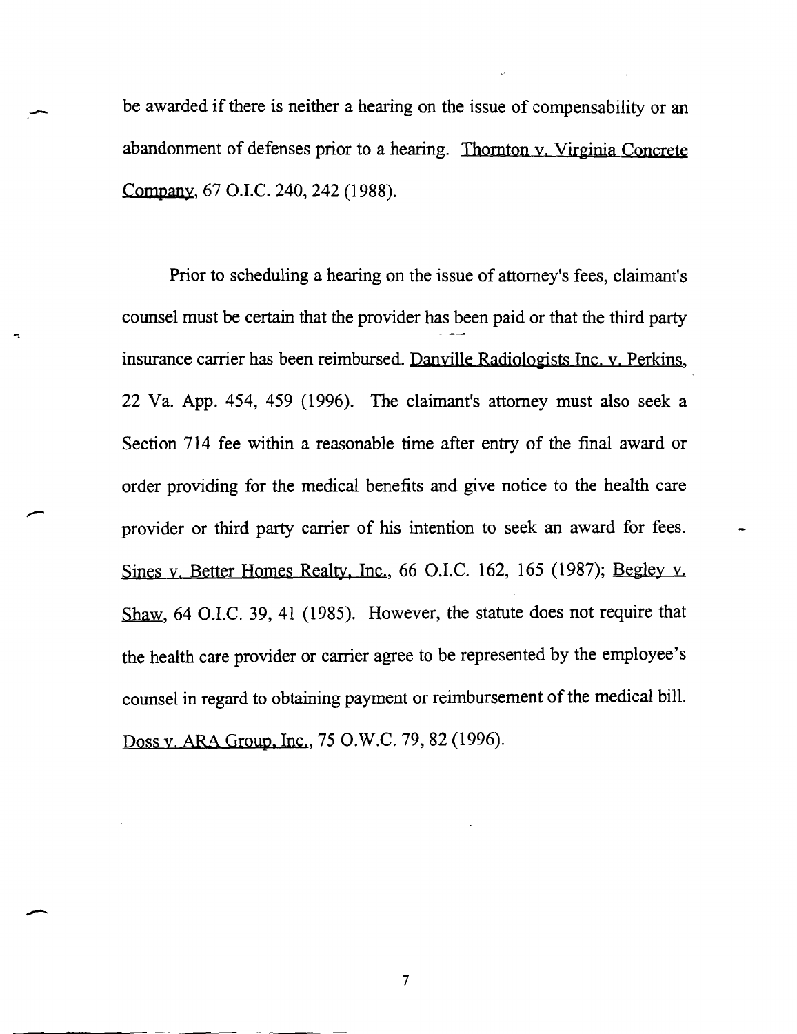be awarded if there is neither a hearing on the issue of compensability or an abandonment of defenses prior to a hearing. Thornton v. Virginia Concrete Company, 67 O.I.C. 240, 242 (1988).

Prior to scheduling a hearing on the issue of attorney's fees, claimant's counsel must be certain that the provider has been paid or that the third party insurance carrier has been reimbursed. Danville Radiologists Inc. v. Perkins, 22 Va. App. 454, 459 (1996). The claimant's attorney must also seek a Section 714 fee within a reasonable time after entry of the final award or order providing for the medical benefits and give notice to the health care provider or third party carrier of his intention to seek an award for fees. Sines v. Better Homes Realty, Inc., 66 O.I.C. 162, 165 (1987); Begley v. Shaw, 64 O.I.C. 39, 41 (1985). However, the statute does not require that the health care provider or carrier agree to be represented by the employee's counsel in regard to obtaining payment or reimbursement of the medical bill. Doss v. ARA Group, Inc., 75 O.W.C. 79, 82 (1996).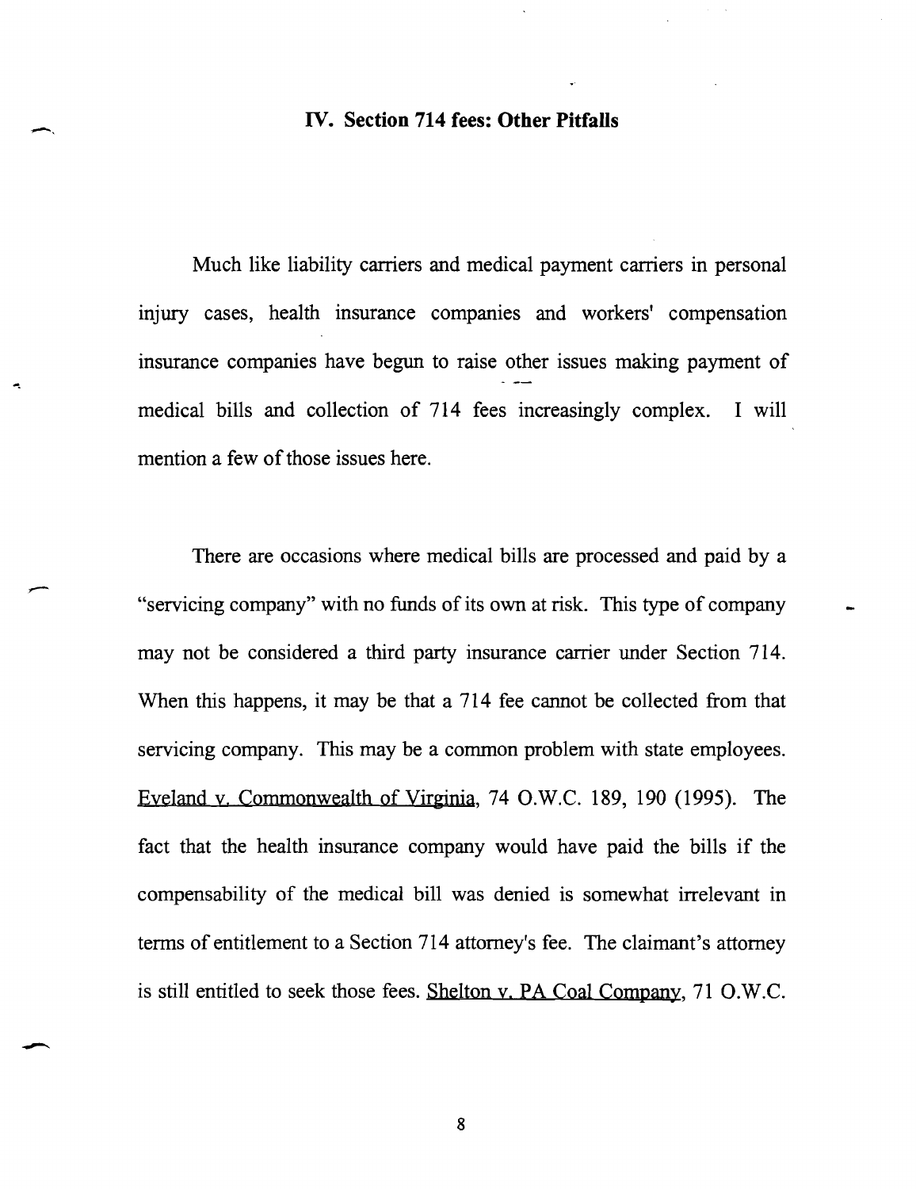## IV. Section 714 fees: Other Pitfalls

Much like liability carriers and medical payment carriers in personal injury cases, health insurance companies and workers' compensation insurance companies have begun to raise other issues making payment of medical bills and collection of 714 fees increasingly complex. I will mention a few of those issues here.

There are occasions where medical bills are processed and paid by a "servicing company" with no funds of its own at risk. This type of company may not be considered a third party insurance carrier under Section 714. When this happens, it may be that a 714 fee cannot be collected from that servicing company. This may be a common problem with state employees. Eveland v. Commonwealth of Virginia, 74 O.W.C. 189, 190 (1995). The fact that the health insurance company would have paid the bills if the compensability of the medical bill was denied is somewhat irrelevant in terms of entitlement to a Section 714 attorney's fee. The claimant's attorney is still entitled to seek those fees. Shelton v. PA Coal Company, 71 O.W.C.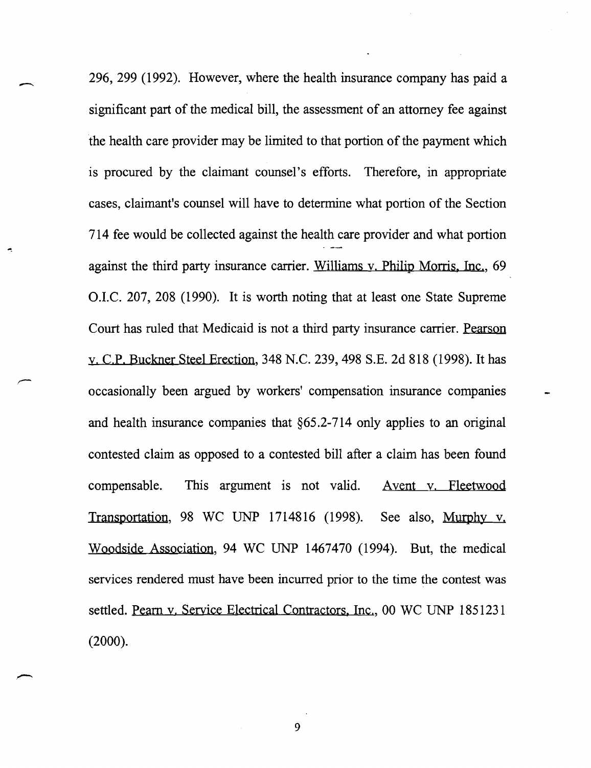296, 299 (1992). However, where the health insurance company has paid a significant part of the medical bill, the assessment of an attorney fee against the health care provider may be limited to that portion of the payment which is procured by the claimant counsel's efforts. Therefore, in appropriate cases, claimant's counsel will have to determine what portion of the Section 714 fee would be collected against the health care provider and what portion against the third party insurance carrier. Williams v. Philip Morris, Inc., 69 O.I.C. 207, 208 (1990). It is worth noting that at least one State Supreme Court has ruled that Medicaid is not a third party insurance carrier. Pearson v. C.P. Buckner Steel Erection, 348 N.C. 239, 498 S.E. 2d 818 (1998). It has occasionally been argued by workers' compensation insurance companies and health insurance companies that §65.2-714 only applies to an original contested claim as opposed to a contested bill after a claim has been found compensable. This argument is not valid. Avent v. Fleetwood Transportation, 98 WC UNP 1714816 (1998). See also, Murphy v. Woodside Association, 94 WC UNP 1467470 (1994). But, the medical services rendered must have been incurred prior to the time the contest was settled. Pearn v. Service Electrical Contractors, Inc., 00 WC UNP 1851231 (2000).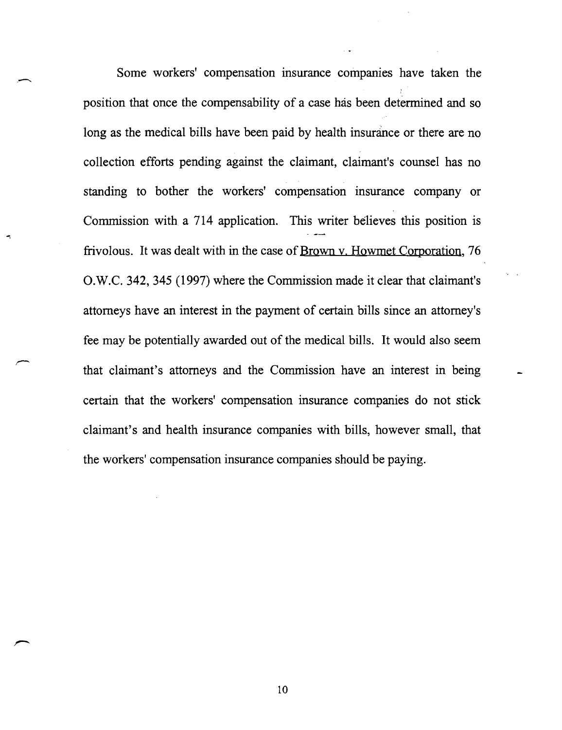Some workers' compensation insurance companies have taken the position that once the compensability of a case has been determined and so long as the medical bills have been paid by health insurance or there are no collection efforts pending against the claimant, claimant's counsel has no standing to bother the workers' compensation insurance company or Commission with a 714 application. This writer believes this position is frivolous. It was dealt with in the case of Brown v. Howmet Corporation, 76 O.W.C. 342, 345 (1997) where the Commission made it clear that claimant's attorneys have an interest in the payment of certain bills since an attorney's fee may be potentially awarded out of the medical bills. It would also seem that claimant's attorneys and the Commission have an interest in being certain that the workers' compensation insurance companies do not stick claimant's and health insurance companies with bills, however small, that the workers' compensation insurance companies should be paying.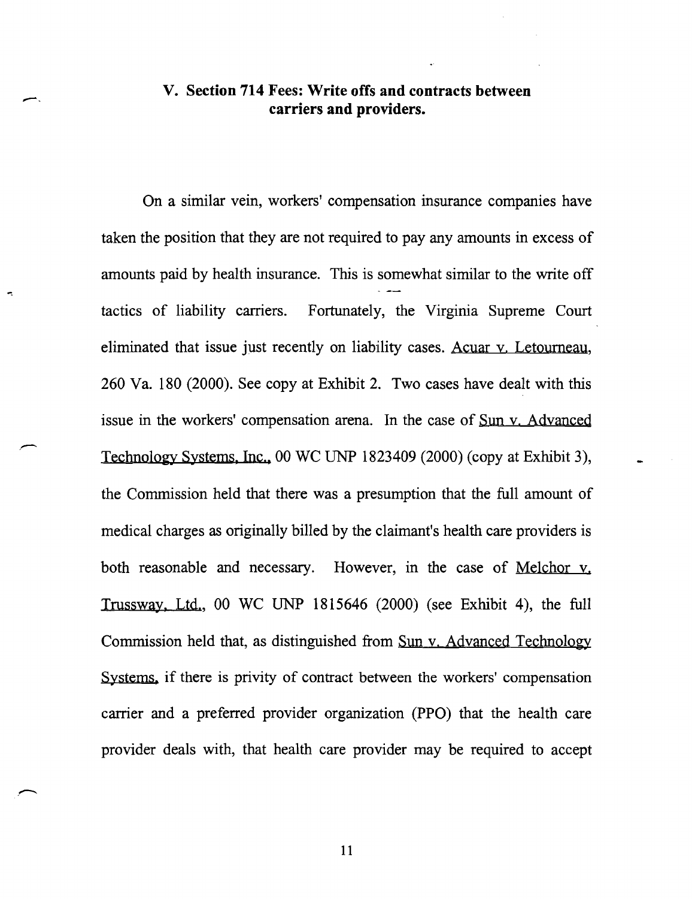## V. Section 714 Fees: Write offs and contracts between carriers and providers.

On a similar vein, workers' compensation insurance companies have taken the position that they are not required to pay any amounts in excess of amounts paid by health insurance. This is somewhat similar to the write off tactics of liability carriers. Fortunately, the Virginia Supreme Court eliminated that issue just recently on liability cases. Acuar v. Letourneau, 260 Va. 180 (2000). See copy at Exhibit 2. Two cases have dealt with this issue in the workers' compensation arena. In the case of Sun v. Advanced Technology Systems, Inc., 00 WC UNP 1823409 (2000) (copy at Exhibit 3), the Commission held that there was a presumption that the full amount of medical charges as originally billed by the claimant's health care providers is both reasonable and necessary. However, in the case of Melchor v. Trussway, Ltd., 00 WC UNP 1815646 (2000) (see Exhibit 4), the full Commission held that, as distinguished from Sun v. Advanced Technology Systems, if there is privity of contract between the workers' compensation carrier and a preferred provider organization (PPO) that the health care provider deals with, that health care provider may be required to accept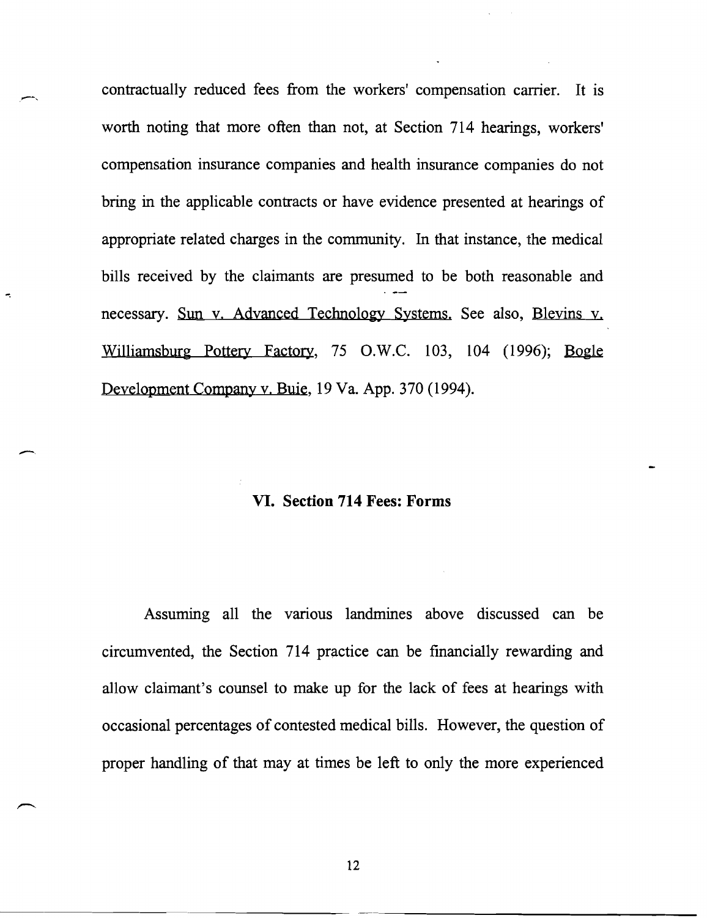contractually reduced fees from the workers' compensation carrier. It is worth noting that more often than not, at Section 714 hearings, workers' compensation insurance companies and health insurance companies do not bring in the applicable contracts or have evidence presented at hearings of appropriate related charges in the community. In that instance, the medical bills received by the claimants are presumed to be both reasonable and necessary. Sun v. Advanced Technology Systems. See also, Blevins v. Williamsburg Pottery Factory, 75 O.W.C. 103, 104 (1996); Bogle Development Company v. Buie, 19 Va. App. 370 (1994).

## VI. Section 714 Fees: Forms

Assuming all the various landmines above discussed can be circumvented, the Section 714 practice can be financially rewarding and allow claimant's counsel to make up for the lack of fees at hearings with occasional percentages of contested medical bills. However, the question of proper handling of that may at times be left to only the more experienced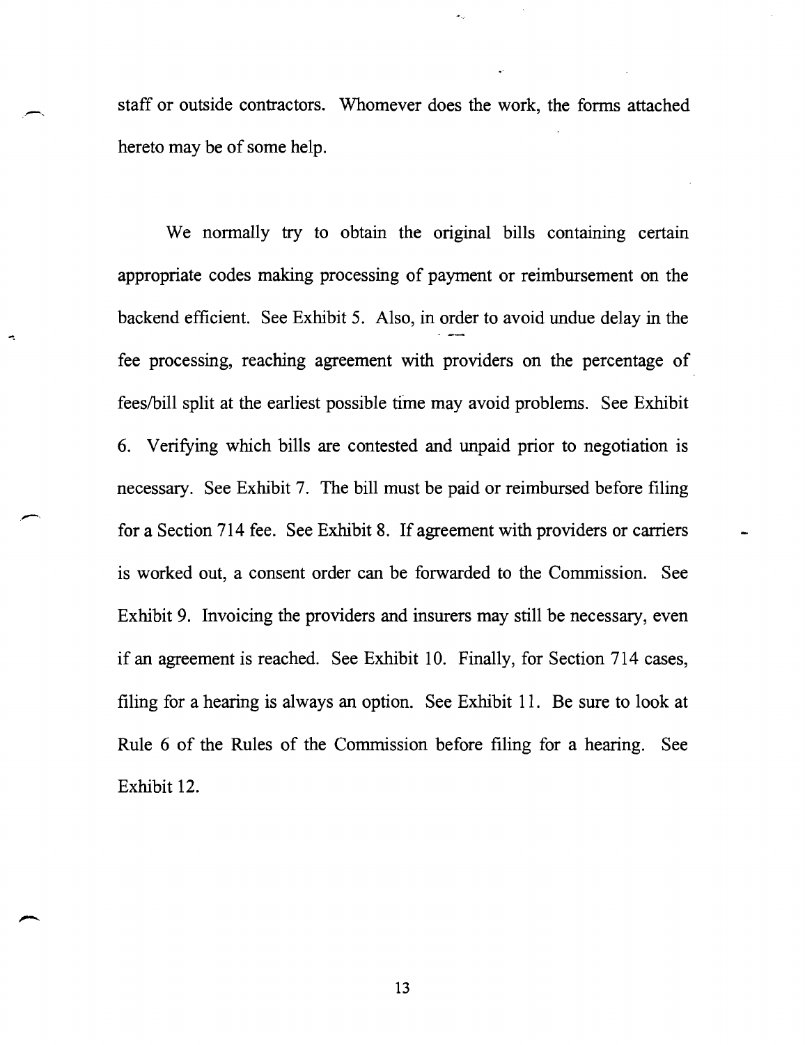staff or outside contractors. Whomever does the work, the forms attached hereto may be of some help.

We normally try to obtain the original bills containing certain appropriate codes making processing of payment or reimbursement on the backend efficient. See Exhibit 5. Also, in order to avoid undue delay in the fee processing, reaching agreement with providers on the percentage of fees/bill split at the earliest possible time may avoid problems. See Exhibit 6. Verifying which bills are contested and unpaid prior to negotiation is necessary. See Exhibit 7. The bill must be paid or reimbursed before filing for a Section 714 fee. See Exhibit 8. If agreement with providers or carriers is worked out, a consent order can be forwarded to the Commission. See Exhibit 9. Invoicing the providers and insurers may still be necessary, even if an agreement is reached. See Exhibit 10. Finally, for Section 714 cases, filing for a hearing is always an option. See Exhibit 11. Be sure to look at Rule 6 of the Rules of the Commission before filing for a hearing. See Exhibit 12.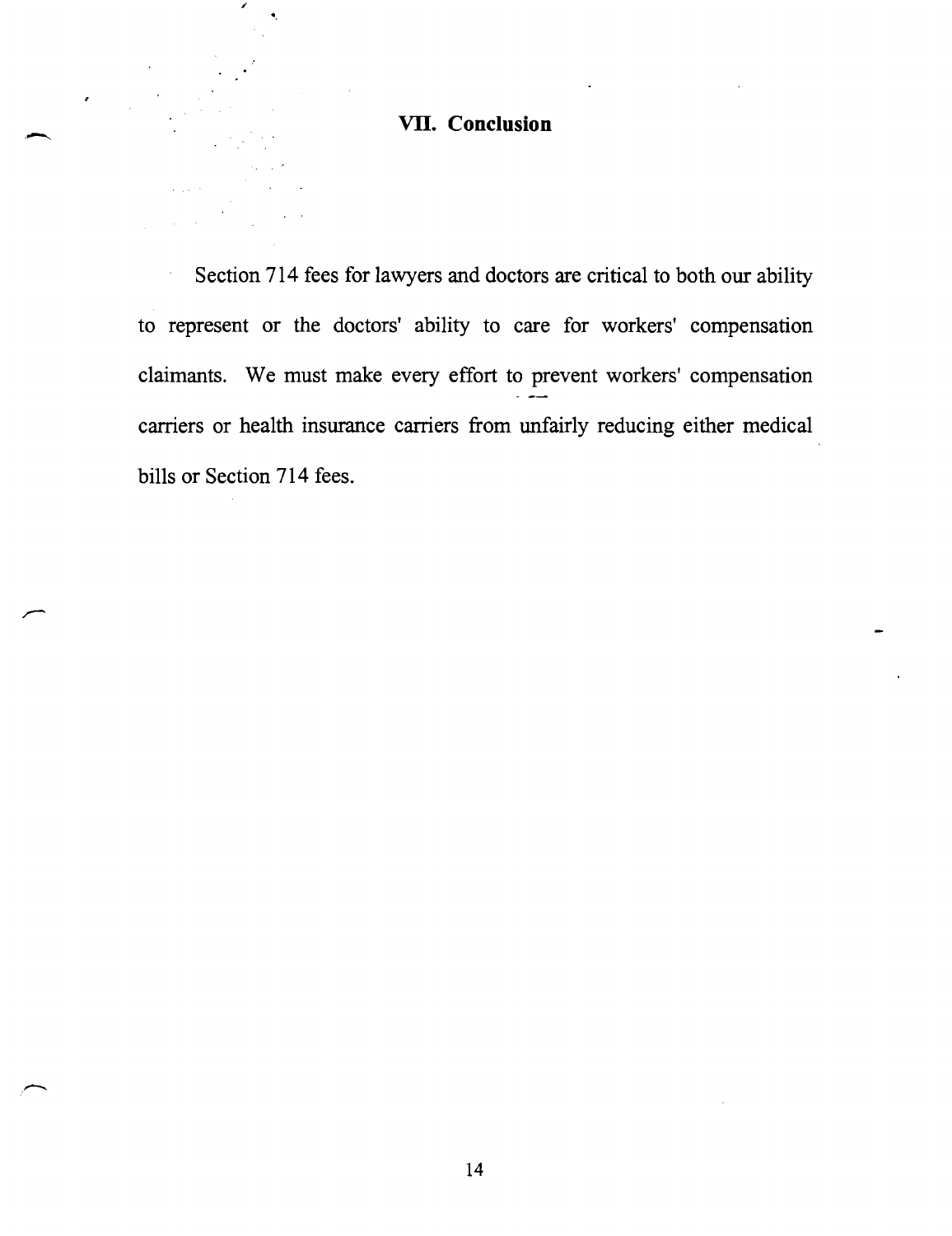## VII. Conclusion

Section 714 fees for lawyers and doctors are critical to both our ability to represent or the doctors' ability to care for workers' compensation claimants. We must make every effort to prevent workers' compensation carriers or health insurance carriers from unfairly reducing either medical bills or Section 714 fees.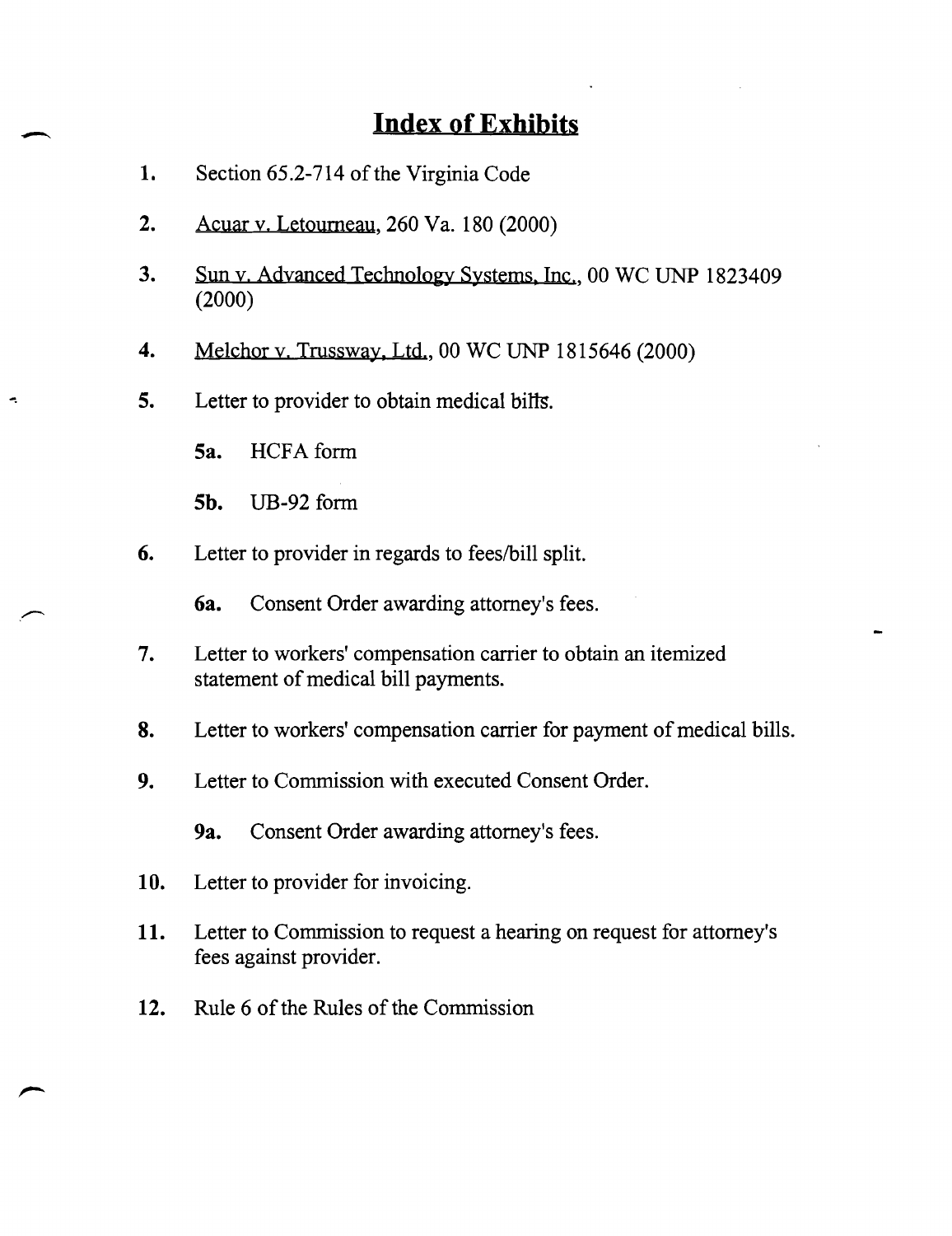# Index of Exhibits

1. Section 65.2-714 of the Virginia Code
2. Acuar v. Letourneau, 260 Va. 180 (2000)
3. Sun v. Advanced Technology Systems, Inc., 00 WC UNP 1823409 (2000)
4. Melchor v. Trussway, Ltd., 00 WC UNP 1815646 (2000)
5. Letter to provider to obtain medical bills.
   - **5a.** HCFA form
   - **5b.** UB-92 form
6. Letter to provider in regards to fees/bill split.
   - **6a.** Consent Order awarding attorney's fees.
7. Letter to workers' compensation carrier to obtain an itemized statement of medical bill payments.
8. Letter to workers' compensation carrier for payment of medical bills.
9. Letter to Commission with executed Consent Order.
   - **9a.** Consent Order awarding attorney's fees.
10. Letter to provider for invoicing.
11. Letter to Commission to request a hearing on request for attorney's fees against provider.
12. Rule 6 of the Rules of the Commission